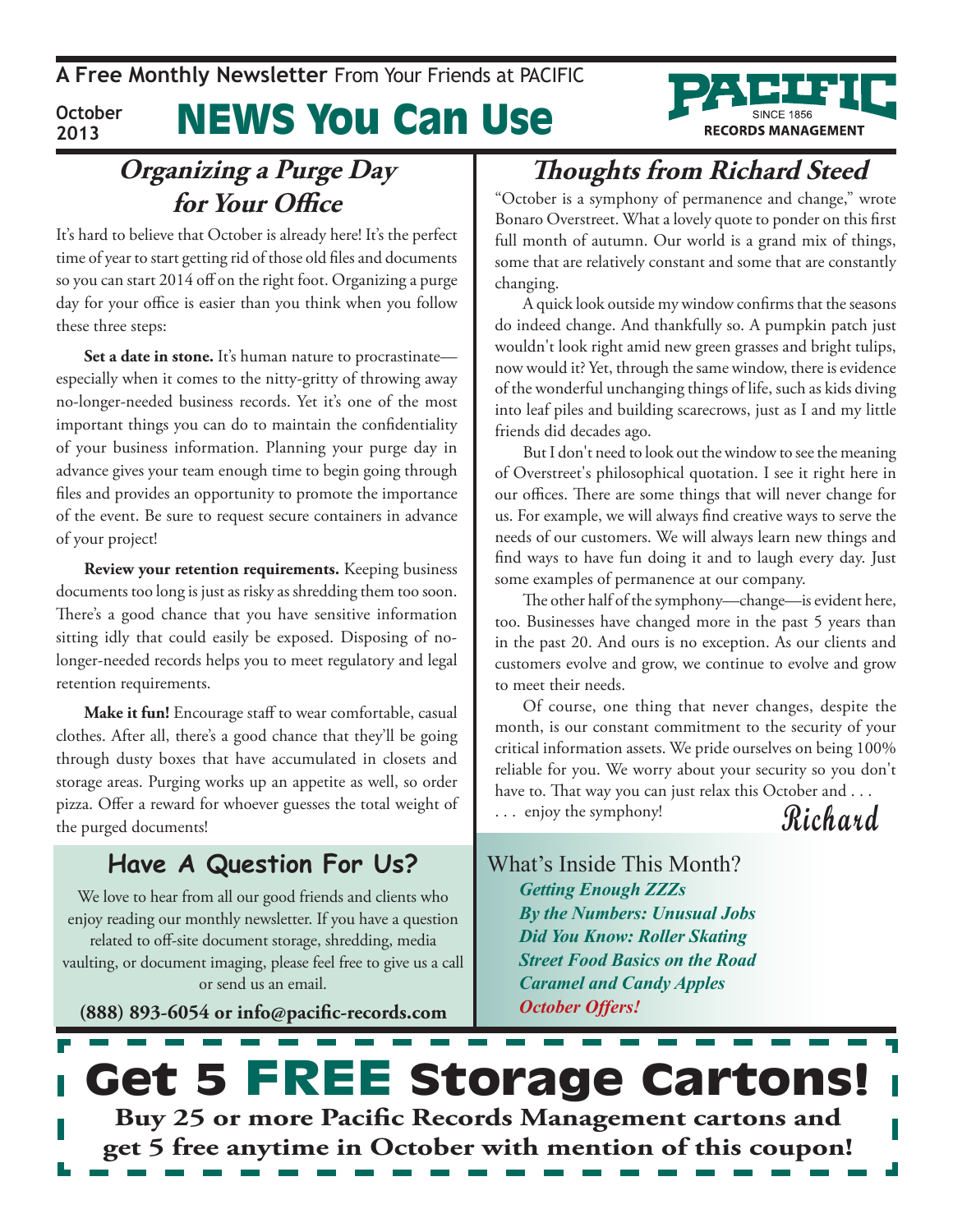A Free Monthly Newsletter From Your Friends at PACIFIC

October 2013

# NEWS You Can Use

PACIFIC SINCE 1856 RECORDS MANAGEMENT

## Organizing a Purge Day for Your Office

It's hard to believe that October is already here! It's the perfect time of year to start getting rid of those old files and documents so you can start 2014 off on the right foot. Organizing a purge day for your office is easier than you think when you follow these three steps:

**Set a date in stone.** It's human nature to procrastinate—especially when it comes to the nitty-gritty of throwing away no-longer-needed business records. Yet it's one of the most important things you can do to maintain the confidentiality of your business information. Planning your purge day in advance gives your team enough time to begin going through files and provides an opportunity to promote the importance of the event. Be sure to request secure containers in advance of your project!

**Review your retention requirements.** Keeping business documents too long is just as risky as shredding them too soon. There's a good chance that you have sensitive information sitting idly that could easily be exposed. Disposing of no-longer-needed records helps you to meet regulatory and legal retention requirements.

**Make it fun!** Encourage staff to wear comfortable, casual clothes. After all, there's a good chance that they'll be going through dusty boxes that have accumulated in closets and storage areas. Purging works up an appetite as well, so order pizza. Offer a reward for whoever guesses the total weight of the purged documents!

## Have A Question For Us?

We love to hear from all our good friends and clients who enjoy reading our monthly newsletter. If you have a question related to off-site document storage, shredding, media vaulting, or document imaging, please feel free to give us a call or send us an email.

**(888) 893-6054 or info@pacific-records.com**

## Thoughts from Richard Steed

"October is a symphony of permanence and change," wrote Bonaro Overstreet. What a lovely quote to ponder on this first full month of autumn. Our world is a grand mix of things, some that are relatively constant and some that are constantly changing.

A quick look outside my window confirms that the seasons do indeed change. And thankfully so. A pumpkin patch just wouldn't look right amid new green grasses and bright tulips, now would it? Yet, through the same window, there is evidence of the wonderful unchanging things of life, such as kids diving into leaf piles and building scarecrows, just as I and my little friends did decades ago.

But I don't need to look out the window to see the meaning of Overstreet's philosophical quotation. I see it right here in our offices. There are some things that will never change for us. For example, we will always find creative ways to serve the needs of our customers. We will always learn new things and find ways to have fun doing it and to laugh every day. Just some examples of permanence at our company.

The other half of the symphony—change—is evident here, too. Businesses have changed more in the past 5 years than in the past 20. And ours is no exception. As our clients and customers evolve and grow, we continue to evolve and grow to meet their needs.

Of course, one thing that never changes, despite the month, is our constant commitment to the security of your critical information assets. We pride ourselves on being 100% reliable for you. We worry about your security so you don't have to. That way you can just relax this October and . . .

. . . enjoy the symphony!

Richard

## What's Inside This Month?

*Getting Enough ZZZs*
*By the Numbers: Unusual Jobs*
*Did You Know: Roller Skating*
*Street Food Basics on the Road*
*Caramel and Candy Apples*
*October Offers!*

# Get 5 FREE Storage Cartons!

**Buy 25 or more Pacific Records Management cartons and get 5 free anytime in October with mention of this coupon!**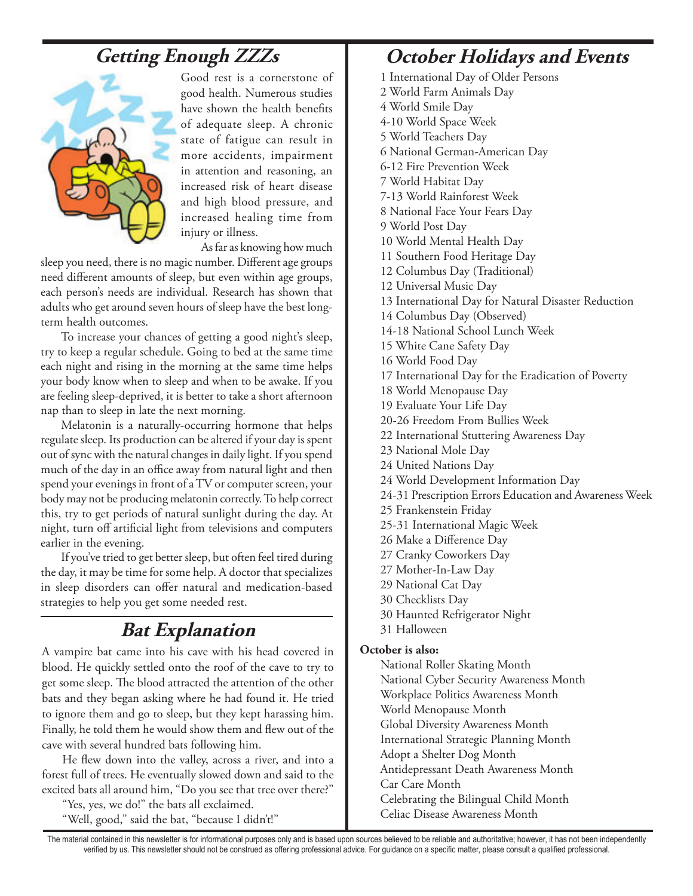## Getting Enough ZZZs

Good rest is a cornerstone of good health. Numerous studies have shown the health benefits of adequate sleep. A chronic state of fatigue can result in more accidents, impairment in attention and reasoning, an increased risk of heart disease and high blood pressure, and increased healing time from injury or illness.

As far as knowing how much sleep you need, there is no magic number. Different age groups need different amounts of sleep, but even within age groups, each person's needs are individual. Research has shown that adults who get around seven hours of sleep have the best long-term health outcomes.

To increase your chances of getting a good night's sleep, try to keep a regular schedule. Going to bed at the same time each night and rising in the morning at the same time helps your body know when to sleep and when to be awake. If you are feeling sleep-deprived, it is better to take a short afternoon nap than to sleep in late the next morning.

Melatonin is a naturally-occurring hormone that helps regulate sleep. Its production can be altered if your day is spent out of sync with the natural changes in daily light. If you spend much of the day in an office away from natural light and then spend your evenings in front of a TV or computer screen, your body may not be producing melatonin correctly. To help correct this, try to get periods of natural sunlight during the day. At night, turn off artificial light from televisions and computers earlier in the evening.

If you've tried to get better sleep, but often feel tired during the day, it may be time for some help. A doctor that specializes in sleep disorders can offer natural and medication-based strategies to help you get some needed rest.

## Bat Explanation

A vampire bat came into his cave with his head covered in blood. He quickly settled onto the roof of the cave to try to get some sleep. The blood attracted the attention of the other bats and they began asking where he had found it. He tried to ignore them and go to sleep, but they kept harassing him. Finally, he told them he would show them and flew out of the cave with several hundred bats following him.

He flew down into the valley, across a river, and into a forest full of trees. He eventually slowed down and said to the excited bats all around him, "Do you see that tree over there?"

"Yes, yes, we do!" the bats all exclaimed.

"Well, good," said the bat, "because I didn't!"

## October Holidays and Events

1 International Day of Older Persons
2 World Farm Animals Day
4 World Smile Day
4-10 World Space Week
5 World Teachers Day
6 National German-American Day
6-12 Fire Prevention Week
7 World Habitat Day
7-13 World Rainforest Week
8 National Face Your Fears Day
9 World Post Day
10 World Mental Health Day
11 Southern Food Heritage Day
12 Columbus Day (Traditional)
12 Universal Music Day
13 International Day for Natural Disaster Reduction
14 Columbus Day (Observed)
14-18 National School Lunch Week
15 White Cane Safety Day
16 World Food Day
17 International Day for the Eradication of Poverty
18 World Menopause Day
19 Evaluate Your Life Day
20-26 Freedom From Bullies Week
22 International Stuttering Awareness Day
23 National Mole Day
24 United Nations Day
24 World Development Information Day
24-31 Prescription Errors Education and Awareness Week
25 Frankenstein Friday
25-31 International Magic Week
26 Make a Difference Day
27 Cranky Coworkers Day
27 Mother-In-Law Day
29 National Cat Day
30 Checklists Day
30 Haunted Refrigerator Night
31 Halloween

**October is also:**

National Roller Skating Month
National Cyber Security Awareness Month
Workplace Politics Awareness Month
World Menopause Month
Global Diversity Awareness Month
International Strategic Planning Month
Adopt a Shelter Dog Month
Antidepressant Death Awareness Month
Car Care Month
Celebrating the Bilingual Child Month
Celiac Disease Awareness Month

The material contained in this newsletter is for informational purposes only and is based upon sources believed to be reliable and authoritative; however, it has not been independently verified by us. This newsletter should not be construed as offering professional advice. For guidance on a specific matter, please consult a qualified professional.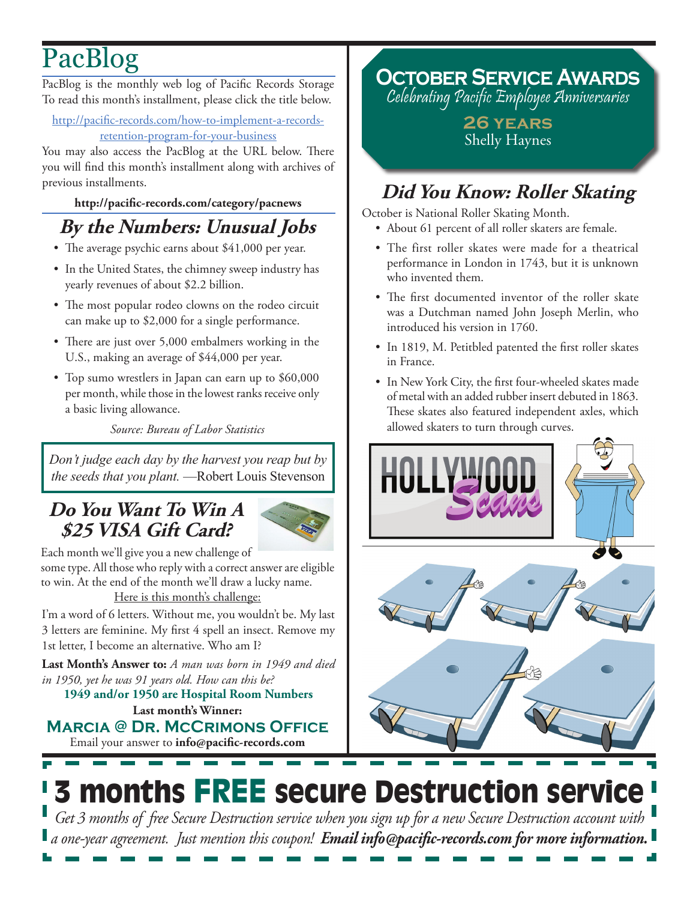# PacBlog

PacBlog is the monthly web log of Pacific Records Storage To read this month's installment, please click the title below.

http://pacific-records.com/how-to-implement-a-records-retention-program-for-your-business

You may also access the PacBlog at the URL below. There you will find this month's installment along with archives of previous installments.

**http://pacific-records.com/category/pacnews**

## By the Numbers: Unusual Jobs

- The average psychic earns about $41,000 per year.
- In the United States, the chimney sweep industry has yearly revenues of about $2.2 billion.
- The most popular rodeo clowns on the rodeo circuit can make up to $2,000 for a single performance.
- There are just over 5,000 embalmers working in the U.S., making an average of $44,000 per year.
- Top sumo wrestlers in Japan can earn up to $60,000 per month, while those in the lowest ranks receive only a basic living allowance.

*Source: Bureau of Labor Statistics*

*Don't judge each day by the harvest you reap but by the seeds that you plant.* —Robert Louis Stevenson

## Do You Want To Win A $25 VISA Gift Card?

Each month we'll give you a new challenge of some type. All those who reply with a correct answer are eligible to win. At the end of the month we'll draw a lucky name.

Here is this month's challenge:

I'm a word of 6 letters. Without me, you wouldn't be. My last 3 letters are feminine. My first 4 spell an insect. Remove my 1st letter, I become an alternative. Who am I?

**Last Month's Answer to:** *A man was born in 1949 and died in 1950, yet he was 91 years old. How can this be?*

**1949 and/or 1950 are Hospital Room Numbers**

**Last month's Winner:**

**Marcia @ Dr. McCrimons Office**

Email your answer to **info@pacific-records.com**

## October Service Awards

*Celebrating Pacific Employee Anniversaries*

**26 years**
Shelly Haynes

## Did You Know: Roller Skating

October is National Roller Skating Month.

- About 61 percent of all roller skaters are female.
- The first roller skates were made for a theatrical performance in London in 1743, but it is unknown who invented them.
- The first documented inventor of the roller skate was a Dutchman named John Joseph Merlin, who introduced his version in 1760.
- In 1819, M. Petitbled patented the first roller skates in France.
- In New York City, the first four-wheeled skates made of metal with an added rubber insert debuted in 1863. These skates also featured independent axles, which allowed skaters to turn through curves.

# 3 months FREE secure Destruction service

*Get 3 months of free Secure Destruction service when you sign up for a new Secure Destruction account with a one-year agreement. Just mention this coupon!* ***Email info@pacific-records.com for more information.***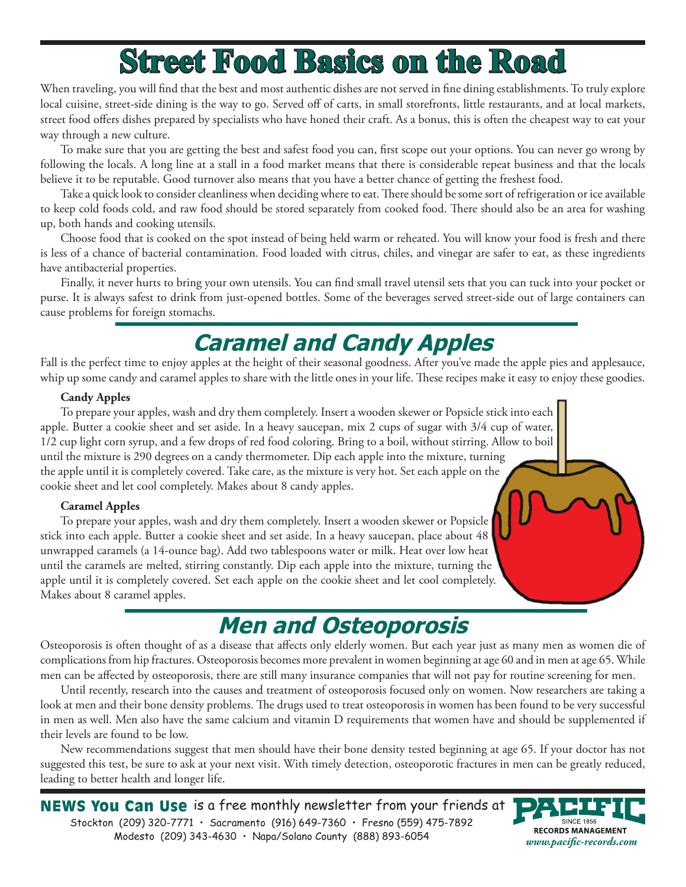# Street Food Basics on the Road

When traveling, you will find that the best and most authentic dishes are not served in fine dining establishments. To truly explore local cuisine, street-side dining is the way to go. Served off of carts, in small storefronts, little restaurants, and at local markets, street food offers dishes prepared by specialists who have honed their craft. As a bonus, this is often the cheapest way to eat your way through a new culture.

To make sure that you are getting the best and safest food you can, first scope out your options. You can never go wrong by following the locals. A long line at a stall in a food market means that there is considerable repeat business and that the locals believe it to be reputable. Good turnover also means that you have a better chance of getting the freshest food.

Take a quick look to consider cleanliness when deciding where to eat. There should be some sort of refrigeration or ice available to keep cold foods cold, and raw food should be stored separately from cooked food. There should also be an area for washing up, both hands and cooking utensils.

Choose food that is cooked on the spot instead of being held warm or reheated. You will know your food is fresh and there is less of a chance of bacterial contamination. Food loaded with citrus, chiles, and vinegar are safer to eat, as these ingredients have antibacterial properties.

Finally, it never hurts to bring your own utensils. You can find small travel utensil sets that you can tuck into your pocket or purse. It is always safest to drink from just-opened bottles. Some of the beverages served street-side out of large containers can cause problems for foreign stomachs.

## Caramel and Candy Apples

Fall is the perfect time to enjoy apples at the height of their seasonal goodness. After you've made the apple pies and applesauce, whip up some candy and caramel apples to share with the little ones in your life. These recipes make it easy to enjoy these goodies.

**Candy Apples**

To prepare your apples, wash and dry them completely. Insert a wooden skewer or Popsicle stick into each apple. Butter a cookie sheet and set aside. In a heavy saucepan, mix 2 cups of sugar with 3/4 cup of water, 1/2 cup light corn syrup, and a few drops of red food coloring. Bring to a boil, without stirring. Allow to boil until the mixture is 290 degrees on a candy thermometer. Dip each apple into the mixture, turning the apple until it is completely covered. Take care, as the mixture is very hot. Set each apple on the cookie sheet and let cool completely. Makes about 8 candy apples.

**Caramel Apples**

To prepare your apples, wash and dry them completely. Insert a wooden skewer or Popsicle stick into each apple. Butter a cookie sheet and set aside. In a heavy saucepan, place about 48 unwrapped caramels (a 14-ounce bag). Add two tablespoons water or milk. Heat over low heat until the caramels are melted, stirring constantly. Dip each apple into the mixture, turning the apple until it is completely covered. Set each apple on the cookie sheet and let cool completely. Makes about 8 caramel apples.

## Men and Osteoporosis

Osteoporosis is often thought of as a disease that affects only elderly women. But each year just as many men as women die of complications from hip fractures. Osteoporosis becomes more prevalent in women beginning at age 60 and in men at age 65. While men can be affected by osteoporosis, there are still many insurance companies that will not pay for routine screening for men.

Until recently, research into the causes and treatment of osteoporosis focused only on women. Now researchers are taking a look at men and their bone density problems. The drugs used to treat osteoporosis in women has been found to be very successful in men as well. Men also have the same calcium and vitamin D requirements that women have and should be supplemented if their levels are found to be low.

New recommendations suggest that men should have their bone density tested beginning at age 65. If your doctor has not suggested this test, be sure to ask at your next visit. With timely detection, osteoporotic fractures in men can be greatly reduced, leading to better health and longer life.

**NEWS You Can Use** is a free monthly newsletter from your friends at

Stockton (209) 320-7771 • Sacramento (916) 649-7360 • Fresno (559) 475-7892
Modesto (209) 343-4630 • Napa/Solano County (888) 893-6054

PACIFIC
SINCE 1856
RECORDS MANAGEMENT
*www.pacific-records.com*